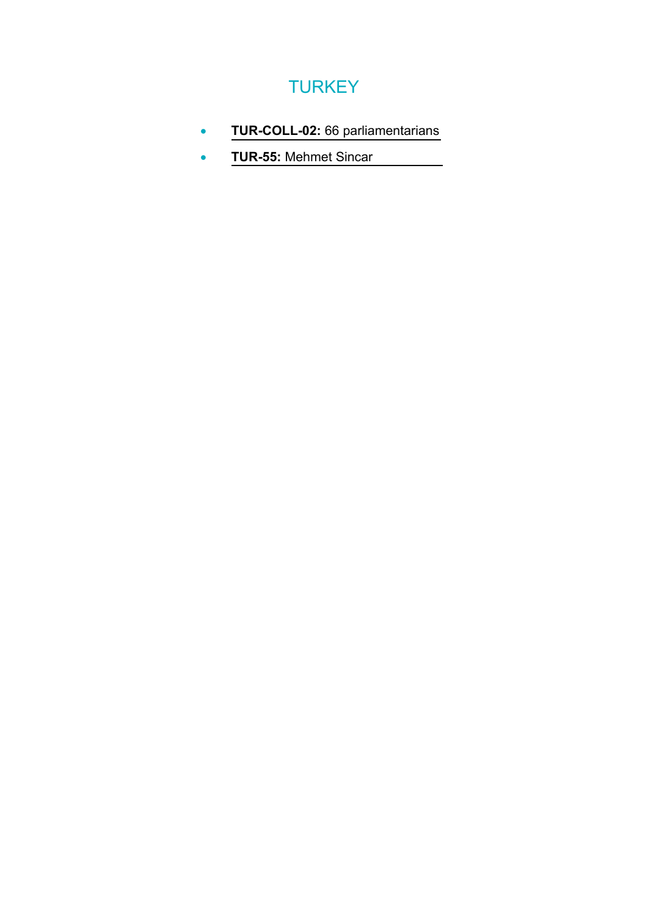# TURKEY

- **TUR-COLL-02:** 66 parliamentarians
- **TUR-55:** Mehmet Sincar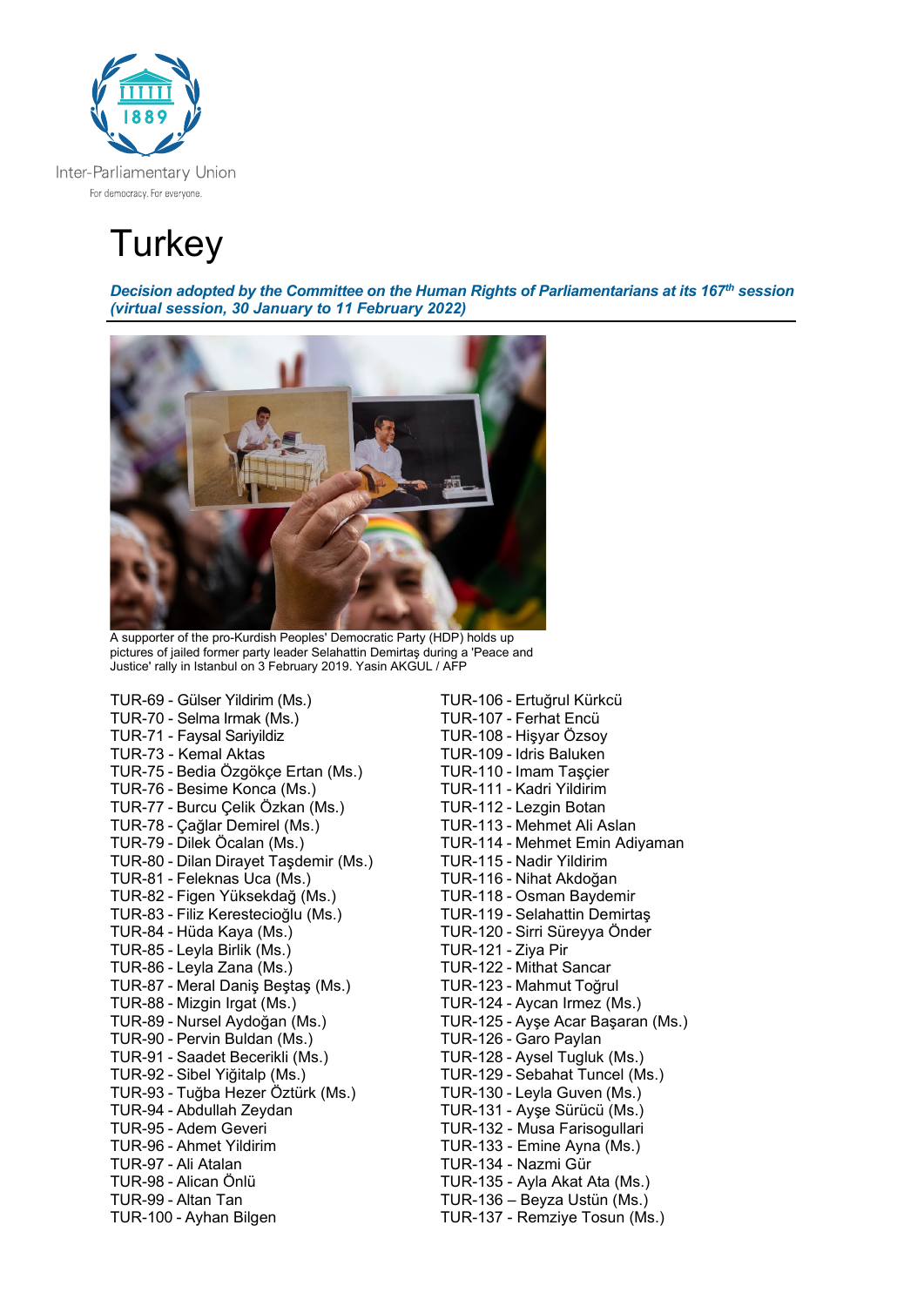Inter-Parliamentary Union

For democracy. For everyone.

# Turkey

***Decision adopted by the Committee on the Human Rights of Parliamentarians at its 167th session (virtual session, 30 January to 11 February 2022)***

A supporter of the pro-Kurdish Peoples' Democratic Party (HDP) holds up pictures of jailed former party leader Selahattin Demirtaş during a 'Peace and Justice' rally in Istanbul on 3 February 2019. Yasin AKGUL / AFP

TUR-69 - Gülser Yildirim (Ms.)
TUR-70 - Selma Irmak (Ms.)
TUR-71 - Faysal Sariyildiz
TUR-73 - Kemal Aktas
TUR-75 - Bedia Özgökçe Ertan (Ms.)
TUR-76 - Besime Konca (Ms.)
TUR-77 - Burcu Çelik Özkan (Ms.)
TUR-78 - Çağlar Demirel (Ms.)
TUR-79 - Dilek Öcalan (Ms.)
TUR-80 - Dilan Dirayet Taşdemir (Ms.)
TUR-81 - Feleknas Uca (Ms.)
TUR-82 - Figen Yüksekdağ (Ms.)
TUR-83 - Filiz Kerestecioğlu (Ms.)
TUR-84 - Hüda Kaya (Ms.)
TUR-85 - Leyla Birlik (Ms.)
TUR-86 - Leyla Zana (Ms.)
TUR-87 - Meral Daniş Beştaş (Ms.)
TUR-88 - Mizgin Irgat (Ms.)
TUR-89 - Nursel Aydoğan (Ms.)
TUR-90 - Pervin Buldan (Ms.)
TUR-91 - Saadet Becerikli (Ms.)
TUR-92 - Sibel Yiğitalp (Ms.)
TUR-93 - Tuğba Hezer Öztürk (Ms.)
TUR-94 - Abdullah Zeydan
TUR-95 - Adem Geveri
TUR-96 - Ahmet Yildirim
TUR-97 - Ali Atalan
TUR-98 - Alican Önlü
TUR-99 - Altan Tan
TUR-100 - Ayhan Bilgen
TUR-106 - Ertuğrul Kürkcü
TUR-107 - Ferhat Encü
TUR-108 - Hişyar Özsoy
TUR-109 - Idris Baluken
TUR-110 - Imam Taşçier
TUR-111 - Kadri Yildirim
TUR-112 - Lezgin Botan
TUR-113 - Mehmet Ali Aslan
TUR-114 - Mehmet Emin Adiyaman
TUR-115 - Nadir Yildirim
TUR-116 - Nihat Akdoğan
TUR-118 - Osman Baydemir
TUR-119 - Selahattin Demirtaş
TUR-120 - Sirri Süreyya Önder
TUR-121 - Ziya Pir
TUR-122 - Mithat Sancar
TUR-123 - Mahmut Toğrul
TUR-124 - Aycan Irmez (Ms.)
TUR-125 - Ayşe Acar Başaran (Ms.)
TUR-126 - Garo Paylan
TUR-128 - Aysel Tugluk (Ms.)
TUR-129 - Sebahat Tuncel (Ms.)
TUR-130 - Leyla Guven (Ms.)
TUR-131 - Ayşe Sürücü (Ms.)
TUR-132 - Musa Farisogullari
TUR-133 - Emine Ayna (Ms.)
TUR-134 - Nazmi Gür
TUR-135 - Ayla Akat Ata (Ms.)
TUR-136 – Beyza Ustün (Ms.)
TUR-137 - Remziye Tosun (Ms.)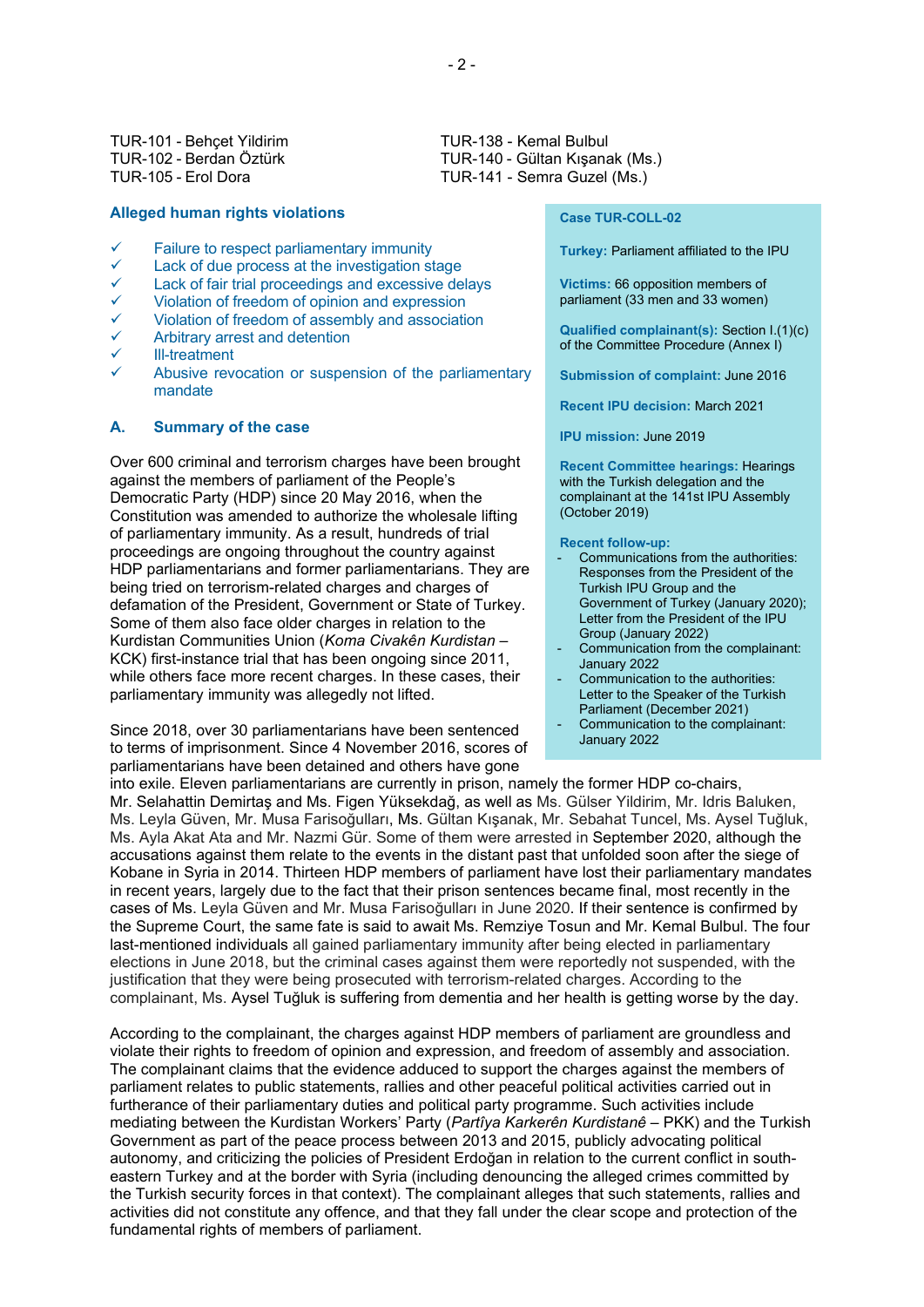TUR-101 - Behçet Yildirim
TUR-102 - Berdan Öztürk
TUR-105 - Erol Dora

TUR-138 - Kemal Bulbul
TUR-140 - Gültan Kışanak (Ms.)
TUR-141 - Semra Guzel (Ms.)

**Case TUR-COLL-02**

**Turkey:** Parliament affiliated to the IPU

**Victims:** 66 opposition members of parliament (33 men and 33 women)

**Qualified complainant(s):** Section I.(1)(c) of the Committee Procedure (Annex I)

**Submission of complaint:** June 2016

**Recent IPU decision:** March 2021

**IPU mission:** June 2019

**Recent Committee hearings:** Hearings with the Turkish delegation and the complainant at the 141st IPU Assembly (October 2019)

**Recent follow-up:**

- Communications from the authorities: Responses from the President of the Turkish IPU Group and the Government of Turkey (January 2020); Letter from the President of the IPU Group (January 2022)
- Communication from the complainant: January 2022
- Communication to the authorities: Letter to the Speaker of the Turkish Parliament (December 2021)
- Communication to the complainant: January 2022

### Alleged human rights violations

- ✓ Failure to respect parliamentary immunity
- ✓ Lack of due process at the investigation stage
- ✓ Lack of fair trial proceedings and excessive delays
- ✓ Violation of freedom of opinion and expression
- ✓ Violation of freedom of assembly and association
- ✓ Arbitrary arrest and detention
- ✓ Ill-treatment
- ✓ Abusive revocation or suspension of the parliamentary mandate

### A. Summary of the case

Over 600 criminal and terrorism charges have been brought against the members of parliament of the People's Democratic Party (HDP) since 20 May 2016, when the Constitution was amended to authorize the wholesale lifting of parliamentary immunity. As a result, hundreds of trial proceedings are ongoing throughout the country against HDP parliamentarians and former parliamentarians. They are being tried on terrorism-related charges and charges of defamation of the President, Government or State of Turkey. Some of them also face older charges in relation to the Kurdistan Communities Union (*Koma Civakên Kurdistan* – KCK) first-instance trial that has been ongoing since 2011, while others face more recent charges. In these cases, their parliamentary immunity was allegedly not lifted.

Since 2018, over 30 parliamentarians have been sentenced to terms of imprisonment. Since 4 November 2016, scores of parliamentarians have been detained and others have gone into exile. Eleven parliamentarians are currently in prison, namely the former HDP co-chairs, Mr. Selahattin Demirtaş and Ms. Figen Yüksekdağ, as well as Ms. Gülser Yildirim, Mr. Idris Baluken, Ms. Leyla Güven, Mr. Musa Farisoğulları, Ms. Gültan Kışanak, Mr. Sebahat Tuncel, Ms. Aysel Tuğluk, Ms. Ayla Akat Ata and Mr. Nazmi Gür. Some of them were arrested in September 2020, although the accusations against them relate to the events in the distant past that unfolded soon after the siege of Kobane in Syria in 2014. Thirteen HDP members of parliament have lost their parliamentary mandates in recent years, largely due to the fact that their prison sentences became final, most recently in the cases of Ms. Leyla Güven and Mr. Musa Farisoğulları in June 2020. If their sentence is confirmed by the Supreme Court, the same fate is said to await Ms. Remziye Tosun and Mr. Kemal Bulbul. The four last-mentioned individuals all gained parliamentary immunity after being elected in parliamentary elections in June 2018, but the criminal cases against them were reportedly not suspended, with the justification that they were being prosecuted with terrorism-related charges. According to the complainant, Ms. Aysel Tuğluk is suffering from dementia and her health is getting worse by the day.

According to the complainant, the charges against HDP members of parliament are groundless and violate their rights to freedom of opinion and expression, and freedom of assembly and association. The complainant claims that the evidence adduced to support the charges against the members of parliament relates to public statements, rallies and other peaceful political activities carried out in furtherance of their parliamentary duties and political party programme. Such activities include mediating between the Kurdistan Workers' Party (*Partîya Karkerên Kurdistanê* – PKK) and the Turkish Government as part of the peace process between 2013 and 2015, publicly advocating political autonomy, and criticizing the policies of President Erdoğan in relation to the current conflict in south-eastern Turkey and at the border with Syria (including denouncing the alleged crimes committed by the Turkish security forces in that context). The complainant alleges that such statements, rallies and activities did not constitute any offence, and that they fall under the clear scope and protection of the fundamental rights of members of parliament.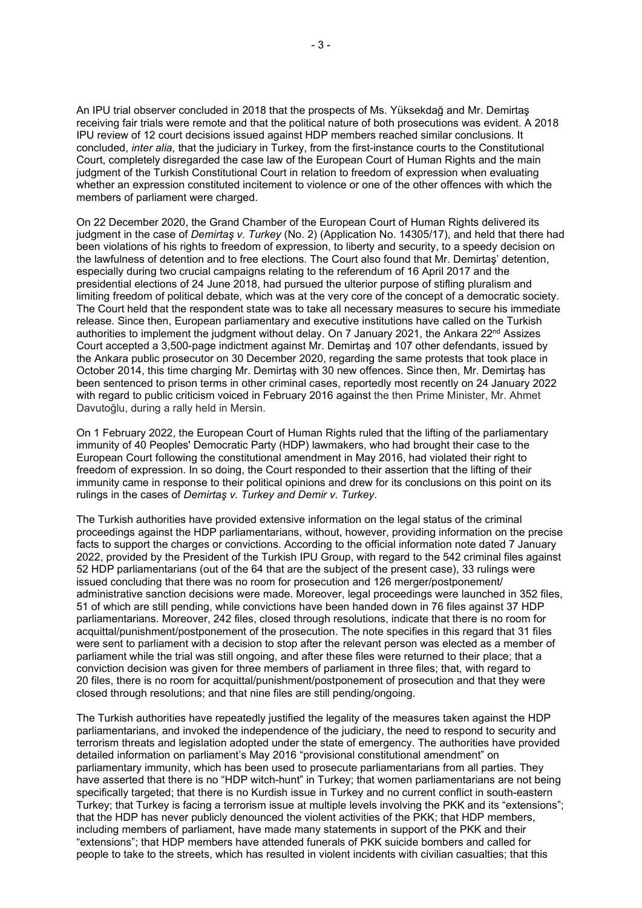An IPU trial observer concluded in 2018 that the prospects of Ms. Yüksekdağ and Mr. Demirtaş receiving fair trials were remote and that the political nature of both prosecutions was evident. A 2018 IPU review of 12 court decisions issued against HDP members reached similar conclusions. It concluded, *inter alia*, that the judiciary in Turkey, from the first-instance courts to the Constitutional Court, completely disregarded the case law of the European Court of Human Rights and the main judgment of the Turkish Constitutional Court in relation to freedom of expression when evaluating whether an expression constituted incitement to violence or one of the other offences with which the members of parliament were charged.

On 22 December 2020, the Grand Chamber of the European Court of Human Rights delivered its judgment in the case of *Demirtaş v. Turkey* (No. 2) (Application No. 14305/17), and held that there had been violations of his rights to freedom of expression, to liberty and security, to a speedy decision on the lawfulness of detention and to free elections. The Court also found that Mr. Demirtaş' detention, especially during two crucial campaigns relating to the referendum of 16 April 2017 and the presidential elections of 24 June 2018, had pursued the ulterior purpose of stifling pluralism and limiting freedom of political debate, which was at the very core of the concept of a democratic society. The Court held that the respondent state was to take all necessary measures to secure his immediate release. Since then, European parliamentary and executive institutions have called on the Turkish authorities to implement the judgment without delay. On 7 January 2021, the Ankara 22nd Assizes Court accepted a 3,500-page indictment against Mr. Demirtaş and 107 other defendants, issued by the Ankara public prosecutor on 30 December 2020, regarding the same protests that took place in October 2014, this time charging Mr. Demirtaş with 30 new offences. Since then, Mr. Demirtaş has been sentenced to prison terms in other criminal cases, reportedly most recently on 24 January 2022 with regard to public criticism voiced in February 2016 against the then Prime Minister, Mr. Ahmet Davutoğlu, during a rally held in Mersin.

On 1 February 2022, the European Court of Human Rights ruled that the lifting of the parliamentary immunity of 40 Peoples' Democratic Party (HDP) lawmakers, who had brought their case to the European Court following the constitutional amendment in May 2016, had violated their right to freedom of expression. In so doing, the Court responded to their assertion that the lifting of their immunity came in response to their political opinions and drew for its conclusions on this point on its rulings in the cases of *Demirtaş v. Turkey and Demir v. Turkey*.

The Turkish authorities have provided extensive information on the legal status of the criminal proceedings against the HDP parliamentarians, without, however, providing information on the precise facts to support the charges or convictions. According to the official information note dated 7 January 2022, provided by the President of the Turkish IPU Group, with regard to the 542 criminal files against 52 HDP parliamentarians (out of the 64 that are the subject of the present case), 33 rulings were issued concluding that there was no room for prosecution and 126 merger/postponement/ administrative sanction decisions were made. Moreover, legal proceedings were launched in 352 files, 51 of which are still pending, while convictions have been handed down in 76 files against 37 HDP parliamentarians. Moreover, 242 files, closed through resolutions, indicate that there is no room for acquittal/punishment/postponement of the prosecution. The note specifies in this regard that 31 files were sent to parliament with a decision to stop after the relevant person was elected as a member of parliament while the trial was still ongoing, and after these files were returned to their place; that a conviction decision was given for three members of parliament in three files; that, with regard to 20 files, there is no room for acquittal/punishment/postponement of prosecution and that they were closed through resolutions; and that nine files are still pending/ongoing.

The Turkish authorities have repeatedly justified the legality of the measures taken against the HDP parliamentarians, and invoked the independence of the judiciary, the need to respond to security and terrorism threats and legislation adopted under the state of emergency. The authorities have provided detailed information on parliament's May 2016 "provisional constitutional amendment" on parliamentary immunity, which has been used to prosecute parliamentarians from all parties. They have asserted that there is no "HDP witch-hunt" in Turkey; that women parliamentarians are not being specifically targeted; that there is no Kurdish issue in Turkey and no current conflict in south-eastern Turkey; that Turkey is facing a terrorism issue at multiple levels involving the PKK and its "extensions"; that the HDP has never publicly denounced the violent activities of the PKK; that HDP members, including members of parliament, have made many statements in support of the PKK and their "extensions"; that HDP members have attended funerals of PKK suicide bombers and called for people to take to the streets, which has resulted in violent incidents with civilian casualties; that this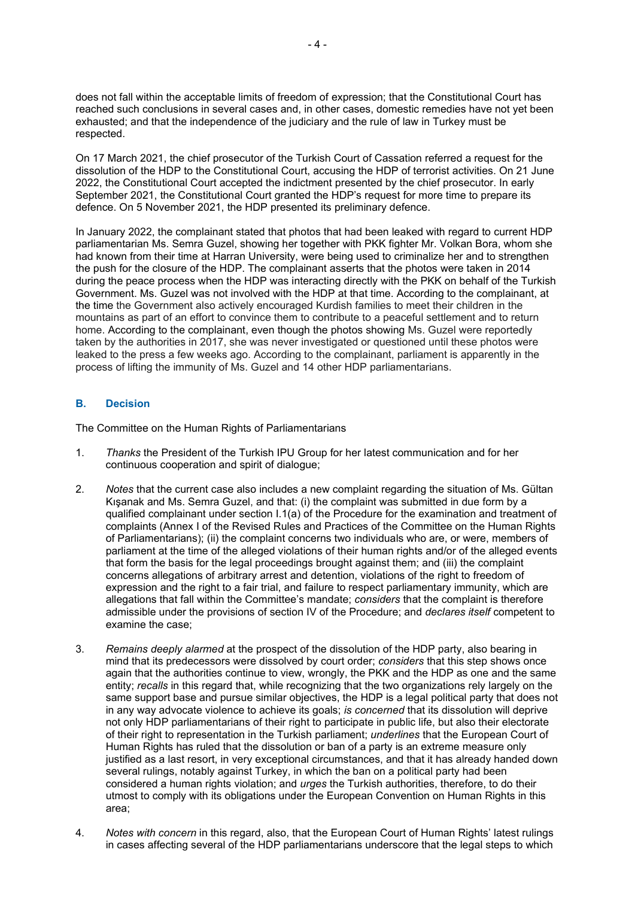does not fall within the acceptable limits of freedom of expression; that the Constitutional Court has reached such conclusions in several cases and, in other cases, domestic remedies have not yet been exhausted; and that the independence of the judiciary and the rule of law in Turkey must be respected.

On 17 March 2021, the chief prosecutor of the Turkish Court of Cassation referred a request for the dissolution of the HDP to the Constitutional Court, accusing the HDP of terrorist activities. On 21 June 2022, the Constitutional Court accepted the indictment presented by the chief prosecutor. In early September 2021, the Constitutional Court granted the HDP's request for more time to prepare its defence. On 5 November 2021, the HDP presented its preliminary defence.

In January 2022, the complainant stated that photos that had been leaked with regard to current HDP parliamentarian Ms. Semra Guzel, showing her together with PKK fighter Mr. Volkan Bora, whom she had known from their time at Harran University, were being used to criminalize her and to strengthen the push for the closure of the HDP. The complainant asserts that the photos were taken in 2014 during the peace process when the HDP was interacting directly with the PKK on behalf of the Turkish Government. Ms. Guzel was not involved with the HDP at that time. According to the complainant, at the time the Government also actively encouraged Kurdish families to meet their children in the mountains as part of an effort to convince them to contribute to a peaceful settlement and to return home. According to the complainant, even though the photos showing Ms. Guzel were reportedly taken by the authorities in 2017, she was never investigated or questioned until these photos were leaked to the press a few weeks ago. According to the complainant, parliament is apparently in the process of lifting the immunity of Ms. Guzel and 14 other HDP parliamentarians.

## B. Decision

The Committee on the Human Rights of Parliamentarians

1. *Thanks* the President of the Turkish IPU Group for her latest communication and for her continuous cooperation and spirit of dialogue;

2. *Notes* that the current case also includes a new complaint regarding the situation of Ms. Gültan Kışanak and Ms. Semra Guzel, and that: (i) the complaint was submitted in due form by a qualified complainant under section I.1(a) of the Procedure for the examination and treatment of complaints (Annex I of the Revised Rules and Practices of the Committee on the Human Rights of Parliamentarians); (ii) the complaint concerns two individuals who are, or were, members of parliament at the time of the alleged violations of their human rights and/or of the alleged events that form the basis for the legal proceedings brought against them; and (iii) the complaint concerns allegations of arbitrary arrest and detention, violations of the right to freedom of expression and the right to a fair trial, and failure to respect parliamentary immunity, which are allegations that fall within the Committee's mandate; *considers* that the complaint is therefore admissible under the provisions of section IV of the Procedure; and *declares itself* competent to examine the case;

3. *Remains deeply alarmed* at the prospect of the dissolution of the HDP party, also bearing in mind that its predecessors were dissolved by court order; *considers* that this step shows once again that the authorities continue to view, wrongly, the PKK and the HDP as one and the same entity; *recalls* in this regard that, while recognizing that the two organizations rely largely on the same support base and pursue similar objectives, the HDP is a legal political party that does not in any way advocate violence to achieve its goals; *is concerned* that its dissolution will deprive not only HDP parliamentarians of their right to participate in public life, but also their electorate of their right to representation in the Turkish parliament; *underlines* that the European Court of Human Rights has ruled that the dissolution or ban of a party is an extreme measure only justified as a last resort, in very exceptional circumstances, and that it has already handed down several rulings, notably against Turkey, in which the ban on a political party had been considered a human rights violation; and *urges* the Turkish authorities, therefore, to do their utmost to comply with its obligations under the European Convention on Human Rights in this area;

4. *Notes with concern* in this regard, also, that the European Court of Human Rights' latest rulings in cases affecting several of the HDP parliamentarians underscore that the legal steps to which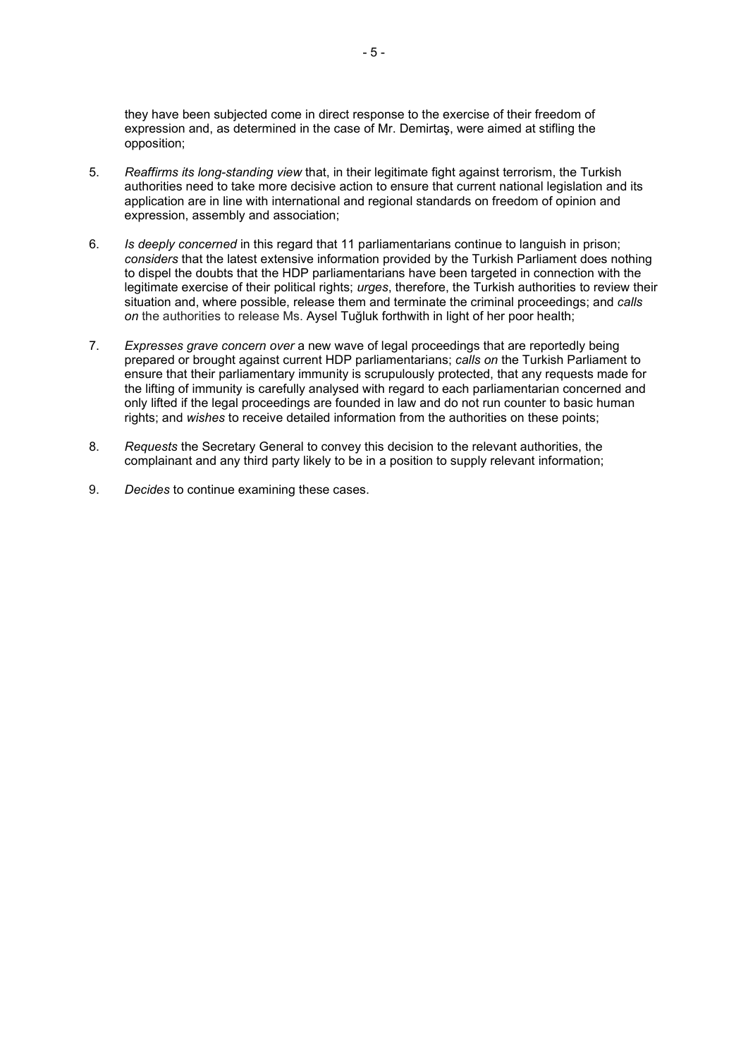they have been subjected come in direct response to the exercise of their freedom of expression and, as determined in the case of Mr. Demirtaş, were aimed at stifling the opposition;

5. *Reaffirms its long-standing view* that, in their legitimate fight against terrorism, the Turkish authorities need to take more decisive action to ensure that current national legislation and its application are in line with international and regional standards on freedom of opinion and expression, assembly and association;

6. *Is deeply concerned* in this regard that 11 parliamentarians continue to languish in prison; *considers* that the latest extensive information provided by the Turkish Parliament does nothing to dispel the doubts that the HDP parliamentarians have been targeted in connection with the legitimate exercise of their political rights; *urges*, therefore, the Turkish authorities to review their situation and, where possible, release them and terminate the criminal proceedings; and *calls on* the authorities to release Ms. Aysel Tuğluk forthwith in light of her poor health;

7. *Expresses grave concern over* a new wave of legal proceedings that are reportedly being prepared or brought against current HDP parliamentarians; *calls on* the Turkish Parliament to ensure that their parliamentary immunity is scrupulously protected, that any requests made for the lifting of immunity is carefully analysed with regard to each parliamentarian concerned and only lifted if the legal proceedings are founded in law and do not run counter to basic human rights; and *wishes* to receive detailed information from the authorities on these points;

8. *Requests* the Secretary General to convey this decision to the relevant authorities, the complainant and any third party likely to be in a position to supply relevant information;

9. *Decides* to continue examining these cases.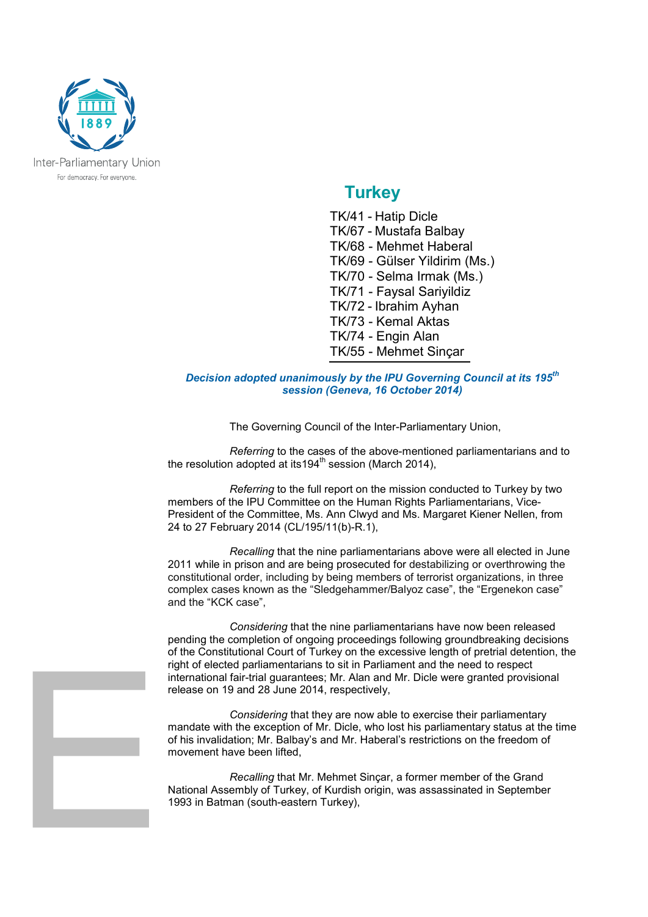Inter-Parliamentary Union

For democracy. For everyone.

# Turkey

TK/41 - Hatip Dicle
TK/67 - Mustafa Balbay
TK/68 - Mehmet Haberal
TK/69 - Gülser Yildirim (Ms.)
TK/70 - Selma Irmak (Ms.)
TK/71 - Faysal Sariyildiz
TK/72 - Ibrahim Ayhan
TK/73 - Kemal Aktas
TK/74 - Engin Alan
TK/55 - Mehmet Sinçar

***Decision adopted unanimously by the IPU Governing Council at its 195th session (Geneva, 16 October 2014)***

The Governing Council of the Inter-Parliamentary Union,

*Referring* to the cases of the above-mentioned parliamentarians and to the resolution adopted at its194th session (March 2014),

*Referring* to the full report on the mission conducted to Turkey by two members of the IPU Committee on the Human Rights Parliamentarians, Vice-President of the Committee, Ms. Ann Clwyd and Ms. Margaret Kiener Nellen, from 24 to 27 February 2014 (CL/195/11(b)-R.1),

*Recalling* that the nine parliamentarians above were all elected in June 2011 while in prison and are being prosecuted for destabilizing or overthrowing the constitutional order, including by being members of terrorist organizations, in three complex cases known as the "Sledgehammer/Balyoz case", the "Ergenekon case" and the "KCK case",

*Considering* that the nine parliamentarians have now been released pending the completion of ongoing proceedings following groundbreaking decisions of the Constitutional Court of Turkey on the excessive length of pretrial detention, the right of elected parliamentarians to sit in Parliament and the need to respect international fair-trial guarantees; Mr. Alan and Mr. Dicle were granted provisional release on 19 and 28 June 2014, respectively,

*Considering* that they are now able to exercise their parliamentary mandate with the exception of Mr. Dicle, who lost his parliamentary status at the time of his invalidation; Mr. Balbay's and Mr. Haberal's restrictions on the freedom of movement have been lifted,

*Recalling* that Mr. Mehmet Sinçar, a former member of the Grand National Assembly of Turkey, of Kurdish origin, was assassinated in September 1993 in Batman (south-eastern Turkey),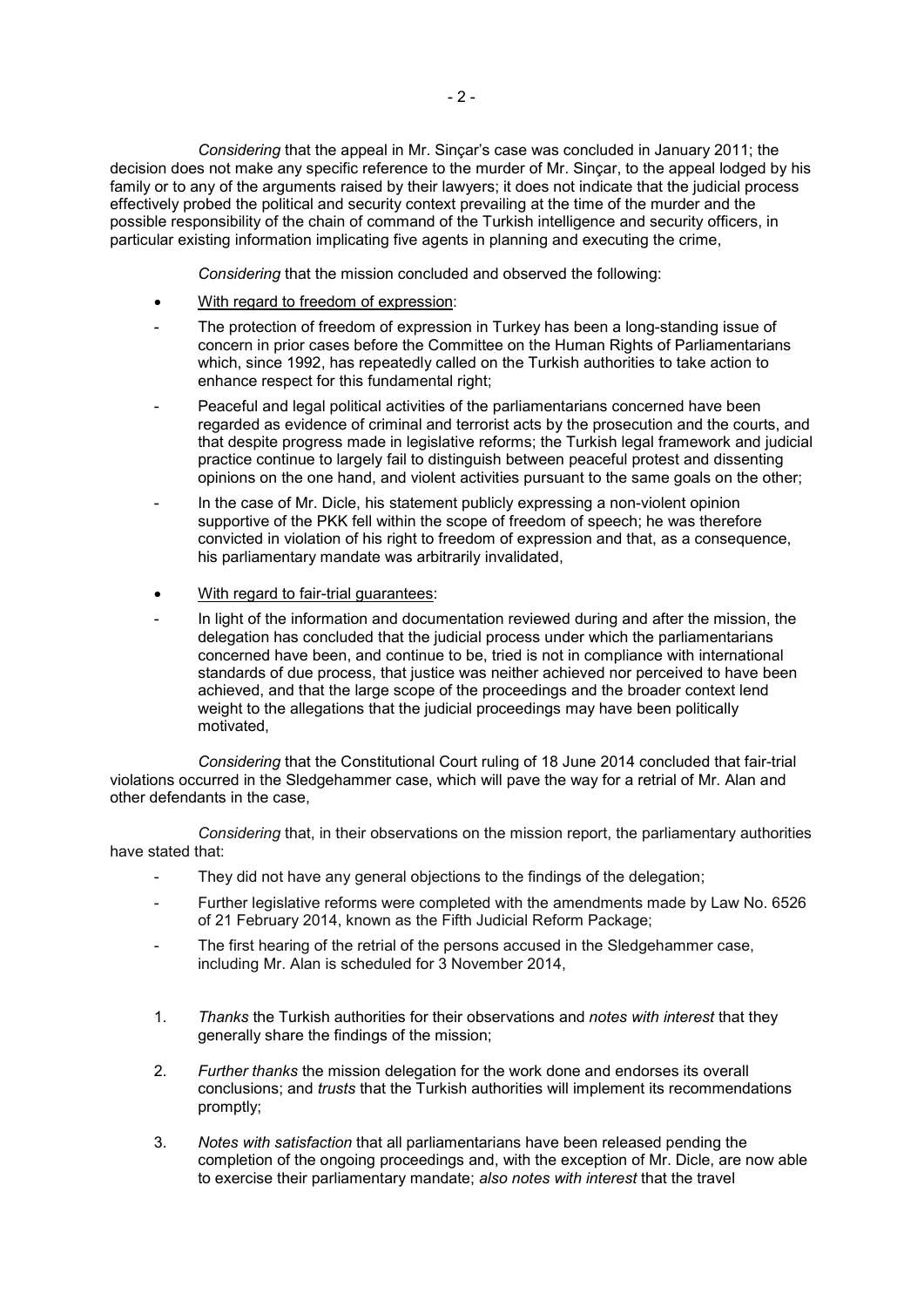*Considering* that the appeal in Mr. Sinçar's case was concluded in January 2011; the decision does not make any specific reference to the murder of Mr. Sinçar, to the appeal lodged by his family or to any of the arguments raised by their lawyers; it does not indicate that the judicial process effectively probed the political and security context prevailing at the time of the murder and the possible responsibility of the chain of command of the Turkish intelligence and security officers, in particular existing information implicating five agents in planning and executing the crime,

*Considering* that the mission concluded and observed the following:

- With regard to freedom of expression:
  - The protection of freedom of expression in Turkey has been a long-standing issue of concern in prior cases before the Committee on the Human Rights of Parliamentarians which, since 1992, has repeatedly called on the Turkish authorities to take action to enhance respect for this fundamental right;
  - Peaceful and legal political activities of the parliamentarians concerned have been regarded as evidence of criminal and terrorist acts by the prosecution and the courts, and that despite progress made in legislative reforms; the Turkish legal framework and judicial practice continue to largely fail to distinguish between peaceful protest and dissenting opinions on the one hand, and violent activities pursuant to the same goals on the other;
  - In the case of Mr. Dicle, his statement publicly expressing a non-violent opinion supportive of the PKK fell within the scope of freedom of speech; he was therefore convicted in violation of his right to freedom of expression and that, as a consequence, his parliamentary mandate was arbitrarily invalidated,

- With regard to fair-trial guarantees:
  - In light of the information and documentation reviewed during and after the mission, the delegation has concluded that the judicial process under which the parliamentarians concerned have been, and continue to be, tried is not in compliance with international standards of due process, that justice was neither achieved nor perceived to have been achieved, and that the large scope of the proceedings and the broader context lend weight to the allegations that the judicial proceedings may have been politically motivated,

*Considering* that the Constitutional Court ruling of 18 June 2014 concluded that fair-trial violations occurred in the Sledgehammer case, which will pave the way for a retrial of Mr. Alan and other defendants in the case,

*Considering* that, in their observations on the mission report, the parliamentary authorities have stated that:

- They did not have any general objections to the findings of the delegation;
- Further legislative reforms were completed with the amendments made by Law No. 6526 of 21 February 2014, known as the Fifth Judicial Reform Package;
- The first hearing of the retrial of the persons accused in the Sledgehammer case, including Mr. Alan is scheduled for 3 November 2014,

1. *Thanks* the Turkish authorities for their observations and *notes with interest* that they generally share the findings of the mission;

2. *Further thanks* the mission delegation for the work done and endorses its overall conclusions; and *trusts* that the Turkish authorities will implement its recommendations promptly;

3. *Notes with satisfaction* that all parliamentarians have been released pending the completion of the ongoing proceedings and, with the exception of Mr. Dicle, are now able to exercise their parliamentary mandate; *also notes with interest* that the travel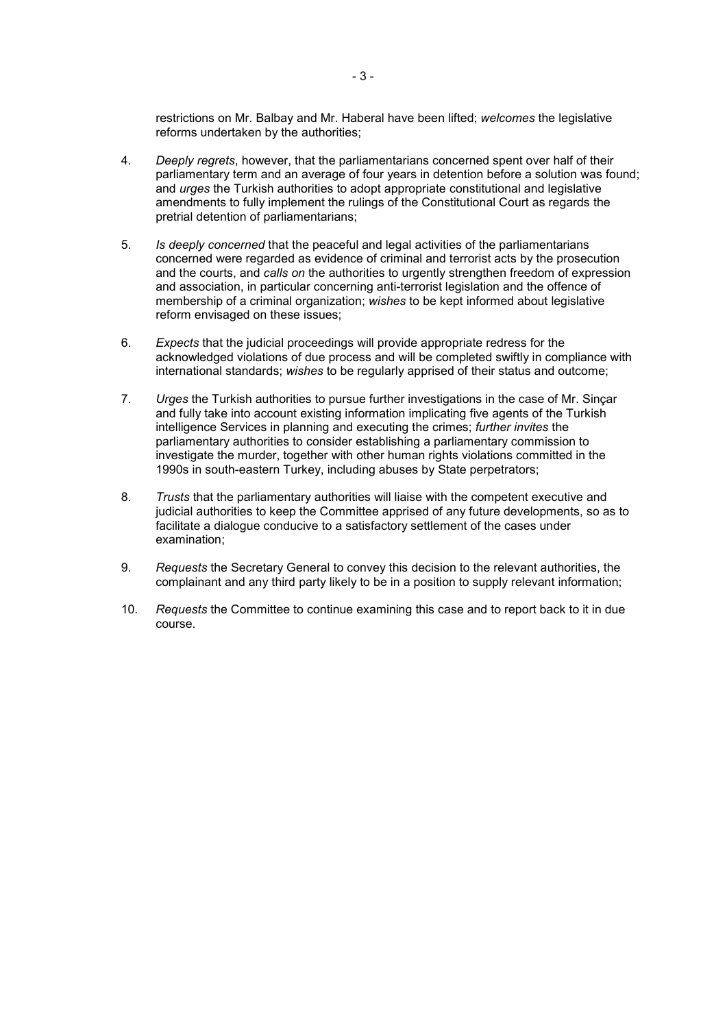restrictions on Mr. Balbay and Mr. Haberal have been lifted; *welcomes* the legislative reforms undertaken by the authorities;

4. *Deeply regrets*, however, that the parliamentarians concerned spent over half of their parliamentary term and an average of four years in detention before a solution was found; and *urges* the Turkish authorities to adopt appropriate constitutional and legislative amendments to fully implement the rulings of the Constitutional Court as regards the pretrial detention of parliamentarians;

5. *Is deeply concerned* that the peaceful and legal activities of the parliamentarians concerned were regarded as evidence of criminal and terrorist acts by the prosecution and the courts, and *calls on* the authorities to urgently strengthen freedom of expression and association, in particular concerning anti-terrorist legislation and the offence of membership of a criminal organization; *wishes* to be kept informed about legislative reform envisaged on these issues;

6. *Expects* that the judicial proceedings will provide appropriate redress for the acknowledged violations of due process and will be completed swiftly in compliance with international standards; *wishes* to be regularly apprised of their status and outcome;

7. *Urges* the Turkish authorities to pursue further investigations in the case of Mr. Sinçar and fully take into account existing information implicating five agents of the Turkish intelligence Services in planning and executing the crimes; *further invites* the parliamentary authorities to consider establishing a parliamentary commission to investigate the murder, together with other human rights violations committed in the 1990s in south-eastern Turkey, including abuses by State perpetrators;

8. *Trusts* that the parliamentary authorities will liaise with the competent executive and judicial authorities to keep the Committee apprised of any future developments, so as to facilitate a dialogue conducive to a satisfactory settlement of the cases under examination;

9. *Requests* the Secretary General to convey this decision to the relevant authorities, the complainant and any third party likely to be in a position to supply relevant information;

10. *Requests* the Committee to continue examining this case and to report back to it in due course.